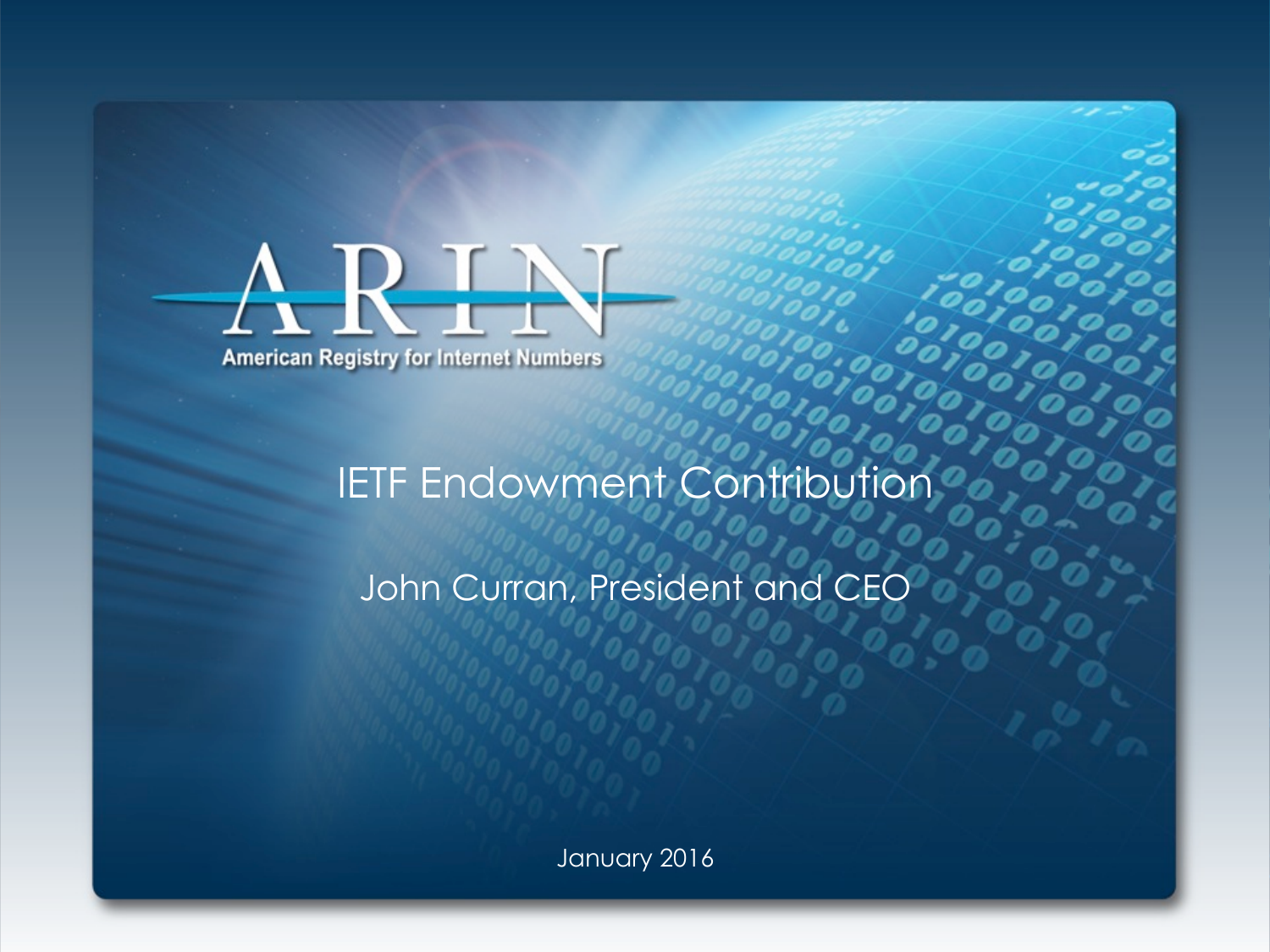ARIN

American Registry for Internet Numbers

# IETF Endowment Contribution

John Curran, President and CEO

January 2016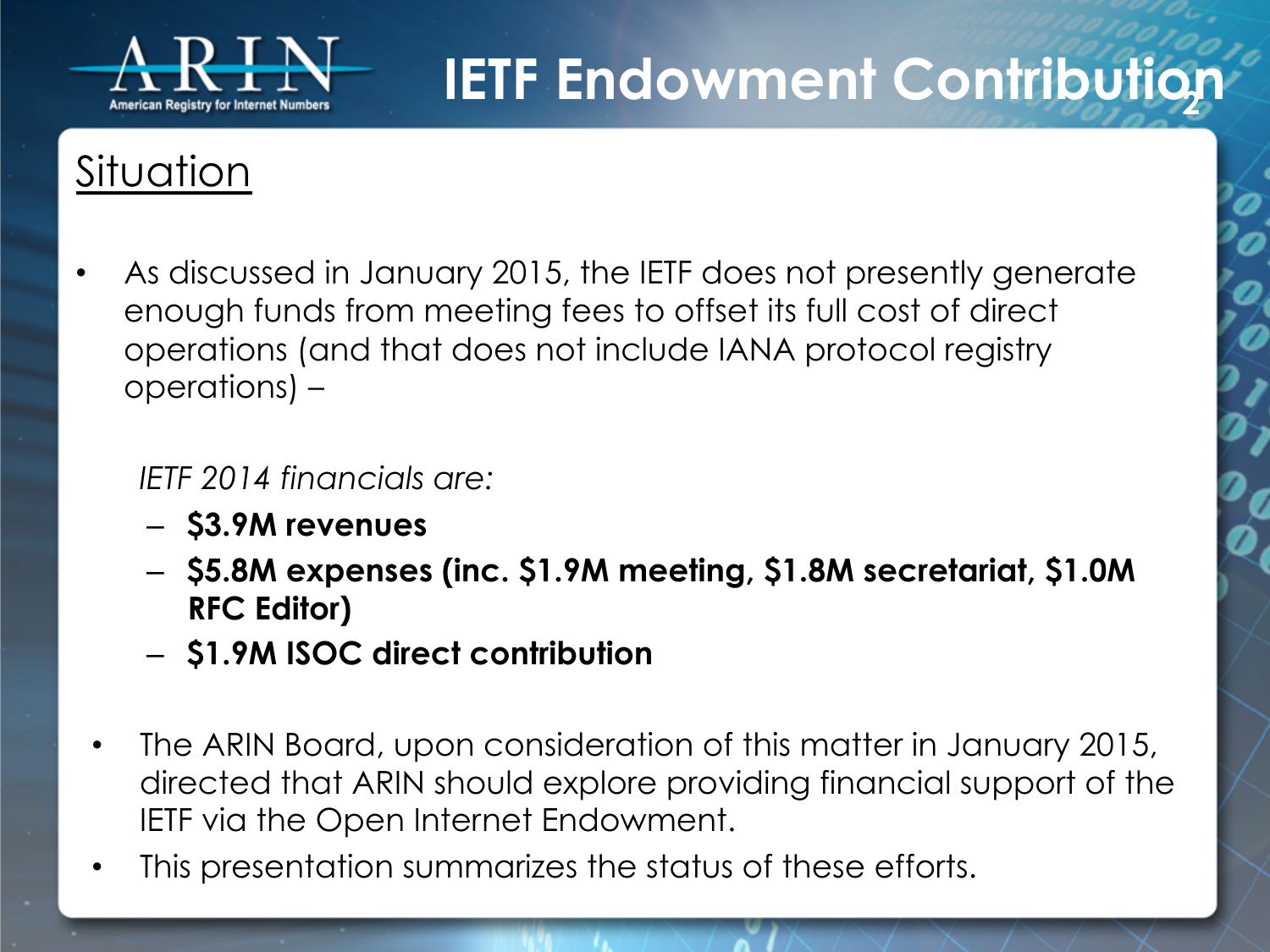# IETF Endowment Contribution

## Situation

- As discussed in January 2015, the IETF does not presently generate enough funds from meeting fees to offset its full cost of direct operations (and that does not include IANA protocol registry operations) –

  *IETF 2014 financials are:*

  - **$3.9M revenues**
  - **$5.8M expenses (inc. $1.9M meeting, $1.8M secretariat, $1.0M RFC Editor)**
  - **$1.9M ISOC direct contribution**

- The ARIN Board, upon consideration of this matter in January 2015, directed that ARIN should explore providing financial support of the IETF via the Open Internet Endowment.
- This presentation summarizes the status of these efforts.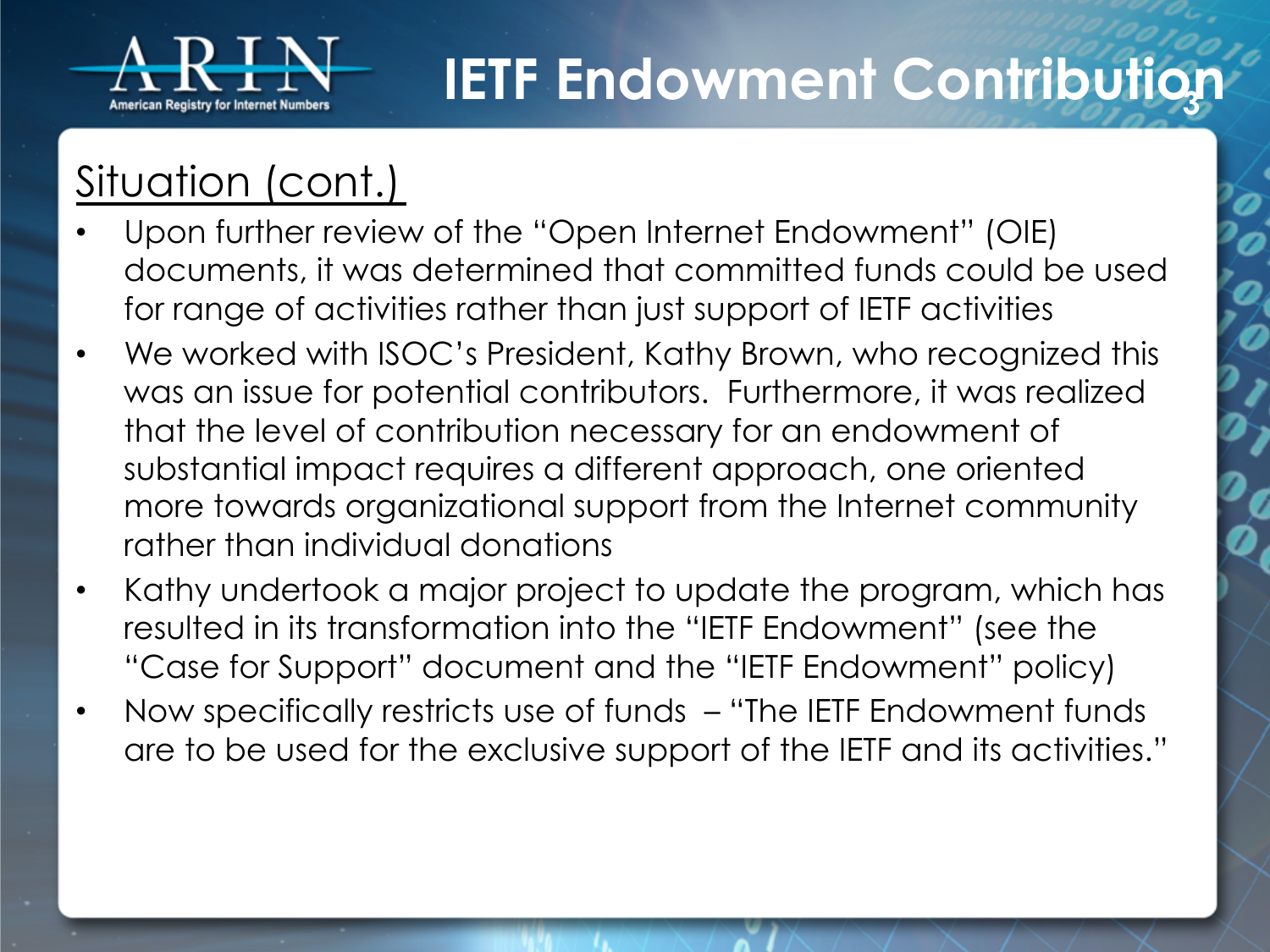# IETF Endowment Contribution

## Situation (cont.)

- Upon further review of the "Open Internet Endowment" (OIE) documents, it was determined that committed funds could be used for range of activities rather than just support of IETF activities
- We worked with ISOC's President, Kathy Brown, who recognized this was an issue for potential contributors. Furthermore, it was realized that the level of contribution necessary for an endowment of substantial impact requires a different approach, one oriented more towards organizational support from the Internet community rather than individual donations
- Kathy undertook a major project to update the program, which has resulted in its transformation into the "IETF Endowment" (see the "Case for Support" document and the "IETF Endowment" policy)
- Now specifically restricts use of funds – "The IETF Endowment funds are to be used for the exclusive support of the IETF and its activities."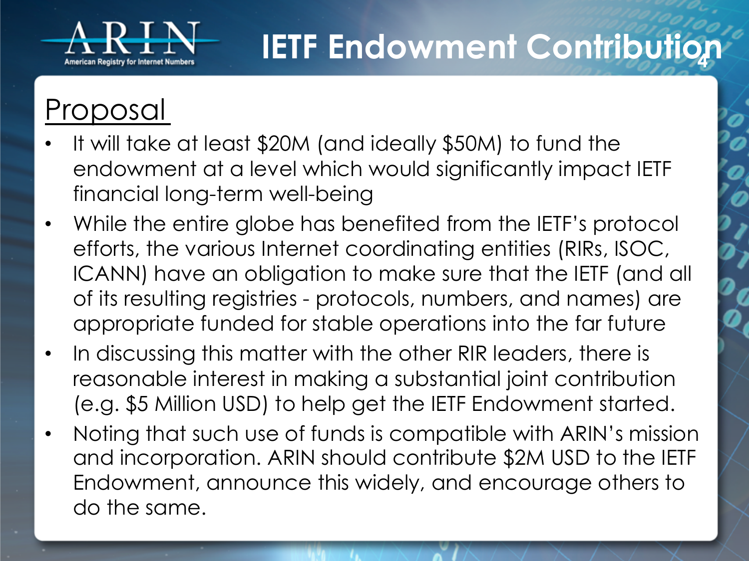# IETF Endowment Contribution

## Proposal

- It will take at least $20M (and ideally $50M) to fund the endowment at a level which would significantly impact IETF financial long-term well-being
- While the entire globe has benefited from the IETF's protocol efforts, the various Internet coordinating entities (RIRs, ISOC, ICANN) have an obligation to make sure that the IETF (and all of its resulting registries - protocols, numbers, and names) are appropriate funded for stable operations into the far future
- In discussing this matter with the other RIR leaders, there is reasonable interest in making a substantial joint contribution (e.g. $5 Million USD) to help get the IETF Endowment started.
- Noting that such use of funds is compatible with ARIN's mission and incorporation. ARIN should contribute $2M USD to the IETF Endowment, announce this widely, and encourage others to do the same.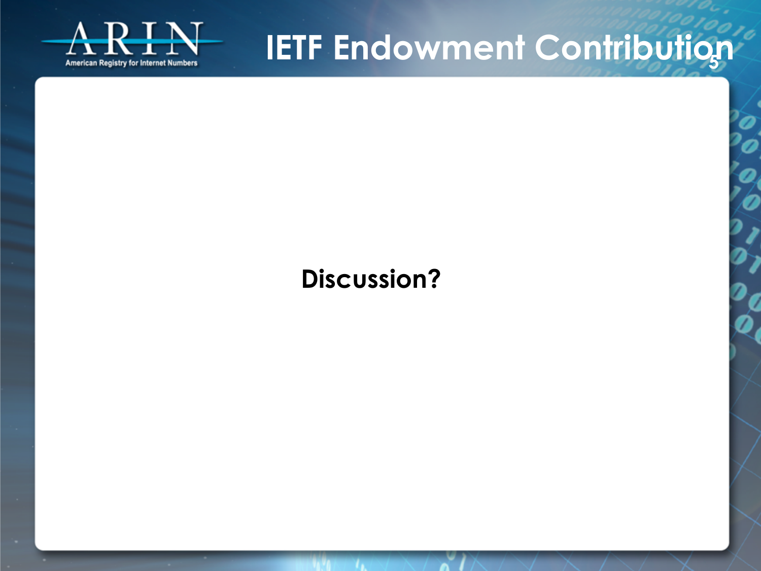# IETF Endowment Contribution

**Discussion?**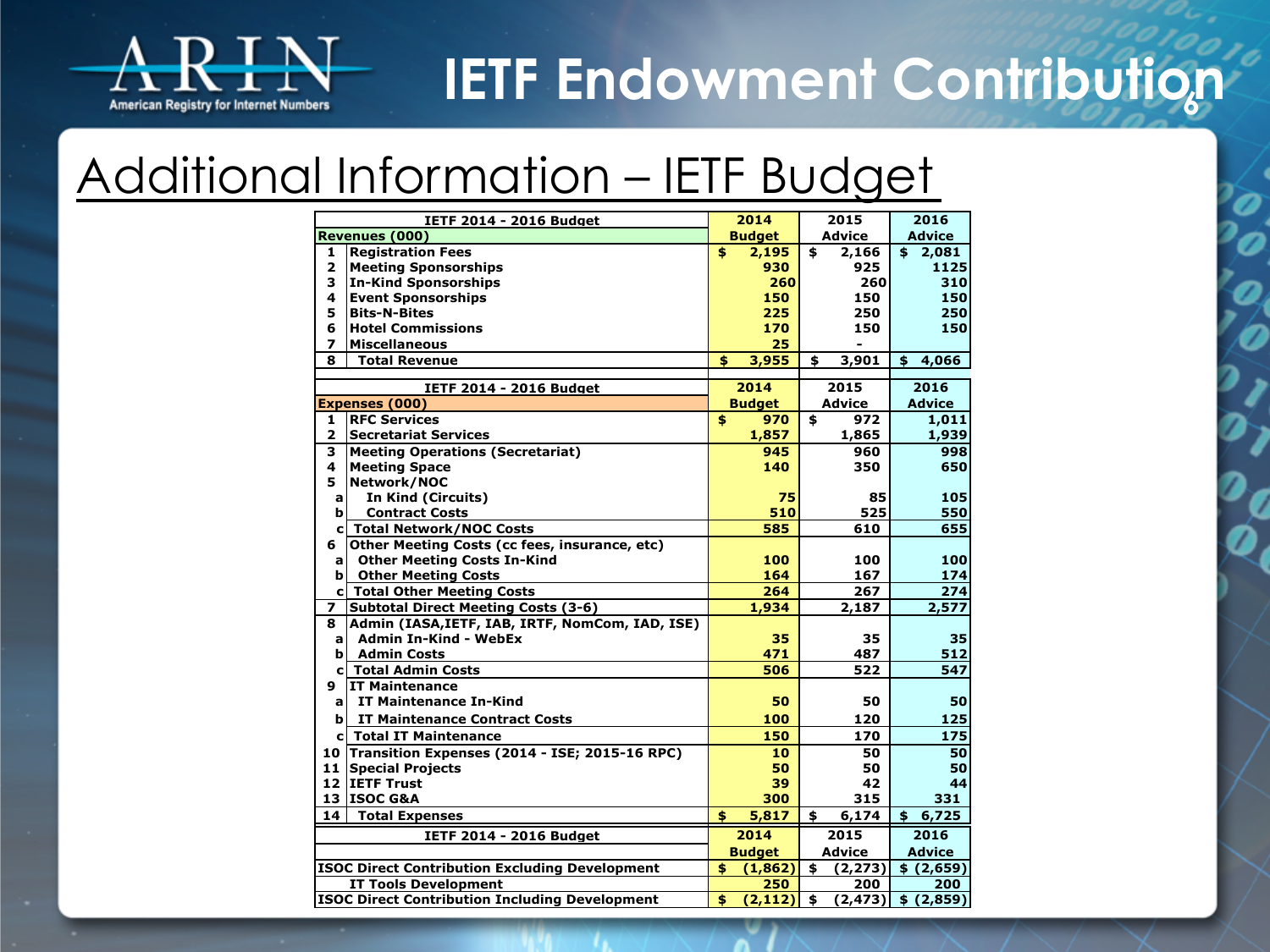# IETF Endowment Contribution

## Additional Information – IETF Budget

| | IETF 2014 - 2016 Budget | 2014 | 2015 | 2016 |
|---|---|---|---|---|
| | **Revenues (000)** | **Budget** | **Advice** | **Advice** |
| 1 | Registration Fees | $ 2,195 | $ 2,166 | $ 2,081 |
| 2 | Meeting Sponsorships | 930 | 925 | 1125 |
| 3 | In-Kind Sponsorships | 260 | 260 | 310 |
| 4 | Event Sponsorships | 150 | 150 | 150 |
| 5 | Bits-N-Bites | 225 | 250 | 250 |
| 6 | Hotel Commissions | 170 | 150 | 150 |
| 7 | Miscellaneous | 25 | - | |
| 8 | Total Revenue | $ 3,955 | $ 3,901 | $ 4,066 |

| | IETF 2014 - 2016 Budget | 2014 | 2015 | 2016 |
|---|---|---|---|---|
| | **Expenses (000)** | **Budget** | **Advice** | **Advice** |
| 1 | RFC Services | $ 970 | $ 972 | 1,011 |
| 2 | Secretariat Services | 1,857 | 1,865 | 1,939 |
| 3 | Meeting Operations (Secretariat) | 945 | 960 | 998 |
| 4 | Meeting Space | 140 | 350 | 650 |
| 5 | Network/NOC | | | |
| a | In Kind (Circuits) | 75 | 85 | 105 |
| b | Contract Costs | 510 | 525 | 550 |
| c | Total Network/NOC Costs | 585 | 610 | 655 |
| 6 | Other Meeting Costs (cc fees, insurance, etc) | | | |
| a | Other Meeting Costs In-Kind | 100 | 100 | 100 |
| b | Other Meeting Costs | 164 | 167 | 174 |
| c | Total Other Meeting Costs | 264 | 267 | 274 |
| 7 | Subtotal Direct Meeting Costs (3-6) | 1,934 | 2,187 | 2,577 |
| 8 | Admin (IASA,IETF, IAB, IRTF, NomCom, IAD, ISE) | | | |
| a | Admin In-Kind - WebEx | 35 | 35 | 35 |
| b | Admin Costs | 471 | 487 | 512 |
| c | Total Admin Costs | 506 | 522 | 547 |
| 9 | IT Maintenance | | | |
| a | IT Maintenance In-Kind | 50 | 50 | 50 |
| b | IT Maintenance Contract Costs | 100 | 120 | 125 |
| c | Total IT Maintenance | 150 | 170 | 175 |
| 10 | Transition Expenses (2014 - ISE; 2015-16 RPC) | 10 | 50 | 50 |
| 11 | Special Projects | 50 | 50 | 50 |
| 12 | IETF Trust | 39 | 42 | 44 |
| 13 | ISOC G&A | 300 | 315 | 331 |
| 14 | Total Expenses | $ 5,817 | $ 6,174 | $ 6,725 |

| IETF 2014 - 2016 Budget | 2014 | 2015 | 2016 |
|---|---|---|---|
| | **Budget** | **Advice** | **Advice** |
| ISOC Direct Contribution Excluding Development | $ (1,862) | $ (2,273) | $ (2,659) |
| IT Tools Development | 250 | 200 | 200 |
| ISOC Direct Contribution Including Development | $ (2,112) | $ (2,473) | $ (2,859) |